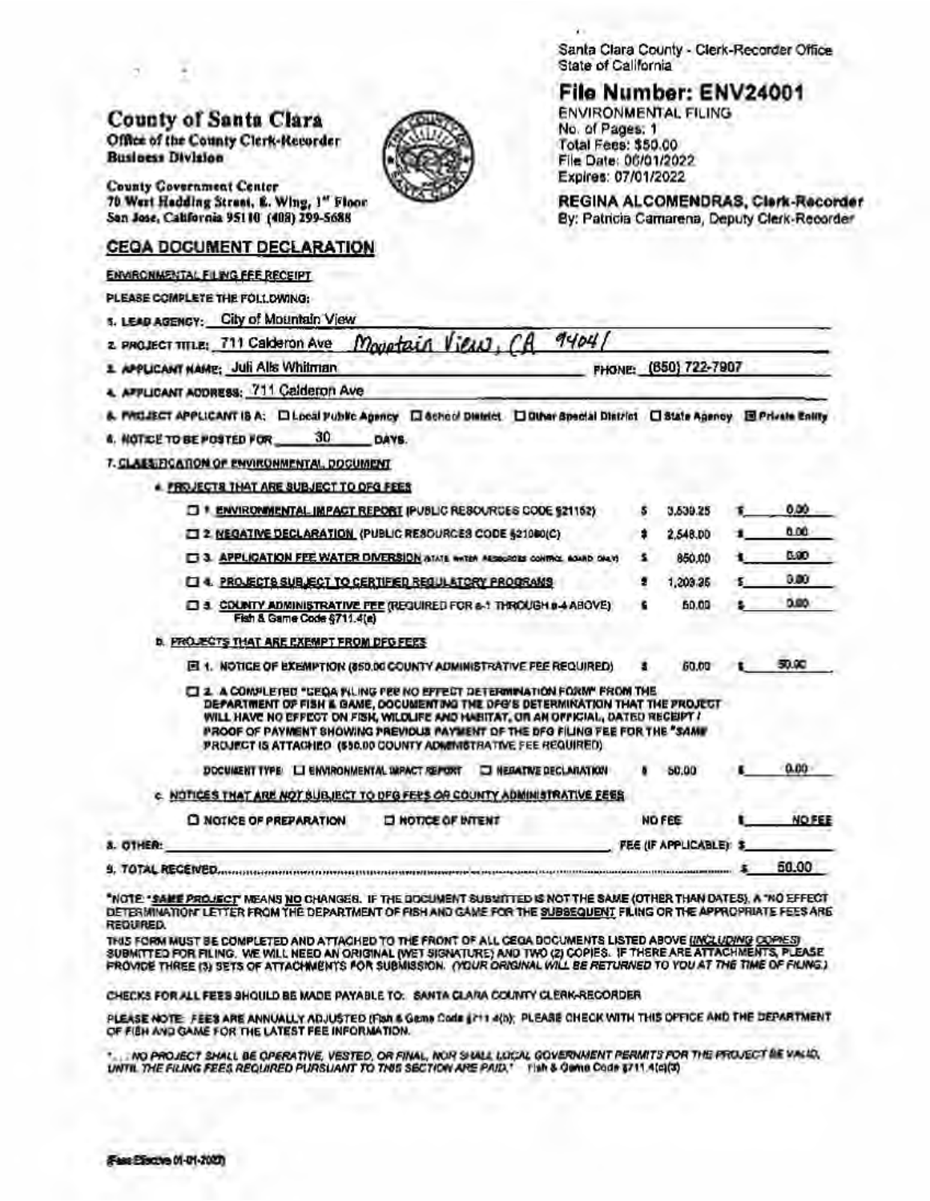Santa Clara County - Clerk-Recorder Office
State of California

## File Number: ENV24001

ENVIRONMENTAL FILING
No. of Pages: 1
Total Fees: $50.00
File Date: 06/01/2022
Expires: 07/01/2022

**REGINA ALCOMENDRAS, Clerk-Recorder**
By: Patricia Camarena, Deputy Clerk-Recorder

# County of Santa Clara

**Office of the County Clerk-Recorder**
**Business Division**

County Government Center
70 West Hedding Street, E. Wing, 1st Floor
San Jose, California 95110 (408) 299-5688

## CEQA DOCUMENT DECLARATION

ENVIRONMENTAL FILING FEE RECEIPT

PLEASE COMPLETE THE FOLLOWING:

1. LEAD AGENCY: City of Mountain View
2. PROJECT TITLE: 711 Calderon Ave Mountain View, CA 94041
3. APPLICANT NAME: Juli Alis Whitman PHONE: (650) 722-7907
4. APPLICANT ADDRESS: 711 Calderon Ave
5. PROJECT APPLICANT IS A: ☐ Local Public Agency ☐ School District ☐ Other Special District ☐ State Agency ☒ Private Entity
6. NOTICE TO BE POSTED FOR 30 DAYS.
7. CLASSIFICATION OF ENVIRONMENTAL DOCUMENT

a. PROJECTS THAT ARE SUBJECT TO DFG FEES

| | | | |
|---|---|---|---|
| ☐ 1. ENVIRONMENTAL IMPACT REPORT (PUBLIC RESOURCES CODE §21152) | $ 3,539.25 | $ | 0.00 |
| ☐ 2. NEGATIVE DECLARATION (PUBLIC RESOURCES CODE §21080(C) | $ 2,548.00 | $ | 0.00 |
| ☐ 3. APPLICATION FEE WATER DIVERSION (STATE WATER RESOURCES CONTROL BOARD ONLY) | $ 850.00 | $ | 0.00 |
| ☐ 4. PROJECTS SUBJECT TO CERTIFIED REGULATORY PROGRAMS | $ 1,203.25 | $ | 0.00 |
| ☐ 5. COUNTY ADMINISTRATIVE FEE (REQUIRED FOR a-1 THROUGH a-4 ABOVE) Fish & Game Code §711.4(e) | $ 50.00 | $ | 0.00 |

b. PROJECTS THAT ARE EXEMPT FROM DFG FEES

| | | | |
|---|---|---|---|
| ☒ 1. NOTICE OF EXEMPTION ($50.00 COUNTY ADMINISTRATIVE FEE REQUIRED) | $ 50.00 | $ | 50.00 |

☐ 2. A COMPLETED "CEQA FILING FEE NO EFFECT DETERMINATION FORM" FROM THE DEPARTMENT OF FISH & GAME, DOCUMENTING THE DFG'S DETERMINATION THAT THE PROJECT WILL HAVE NO EFFECT ON FISH, WILDLIFE AND HABITAT, OR AN OFFICIAL, DATED RECEIPT / PROOF OF PAYMENT SHOWING PREVIOUS PAYMENT OF THE DFG FILING FEE FOR THE *"SAME"* PROJECT IS ATTACHED ($50.00 COUNTY ADMINISTRATIVE FEE REQUIRED)

| | | | |
|---|---|---|---|
| DOCUMENT TYPE: ☐ ENVIRONMENTAL IMPACT REPORT ☐ NEGATIVE DECLARATION | $ 50.00 | $ | 0.00 |

c. NOTICES THAT ARE *NOT* SUBJECT TO DFG FEES OR COUNTY ADMINISTRATIVE FEES

| | | | |
|---|---|---|---|
| ☐ NOTICE OF PREPARATION ☐ NOTICE OF INTENT | NO FEE | $ | NO FEE |

8. OTHER: \_\_\_\_\_\_\_\_\_\_ FEE (IF APPLICABLE): $\_\_\_\_\_\_

9. TOTAL RECEIVED............................................................ $ 50.00

*NOTE: "SAME PROJECT" MEANS NO CHANGES. IF THE DOCUMENT SUBMITTED IS NOT THE SAME (OTHER THAN DATES), A "NO EFFECT DETERMINATION" LETTER FROM THE DEPARTMENT OF FISH AND GAME FOR THE SUBSEQUENT FILING OR THE APPROPRIATE FEES ARE REQUIRED.

THIS FORM MUST BE COMPLETED AND ATTACHED TO THE FRONT OF ALL CEQA DOCUMENTS LISTED ABOVE (*INCLUDING COPIES*) SUBMITTED FOR FILING. WE WILL NEED AN ORIGINAL (WET SIGNATURE) AND TWO (2) COPIES. IF THERE ARE ATTACHMENTS, PLEASE PROVIDE THREE (3) SETS OF ATTACHMENTS FOR SUBMISSION. *(YOUR ORIGINAL WILL BE RETURNED TO YOU AT THE TIME OF FILING.)*

CHECKS FOR ALL FEES SHOULD BE MADE PAYABLE TO: SANTA CLARA COUNTY CLERK-RECORDER

PLEASE NOTE: FEES ARE ANNUALLY ADJUSTED (Fish & Game Code §711.4(b); PLEASE CHECK WITH THIS OFFICE AND THE DEPARTMENT OF FISH AND GAME FOR THE LATEST FEE INFORMATION.

*"... NO PROJECT SHALL BE OPERATIVE, VESTED, OR FINAL, NOR SHALL LOCAL GOVERNMENT PERMITS FOR THE PROJECT BE VALID, UNTIL THE FILING FEES REQUIRED PURSUANT TO THIS SECTION ARE PAID."* Fish & Game Code §711.4(c)(3)

(Fees Effective 01-01-2022)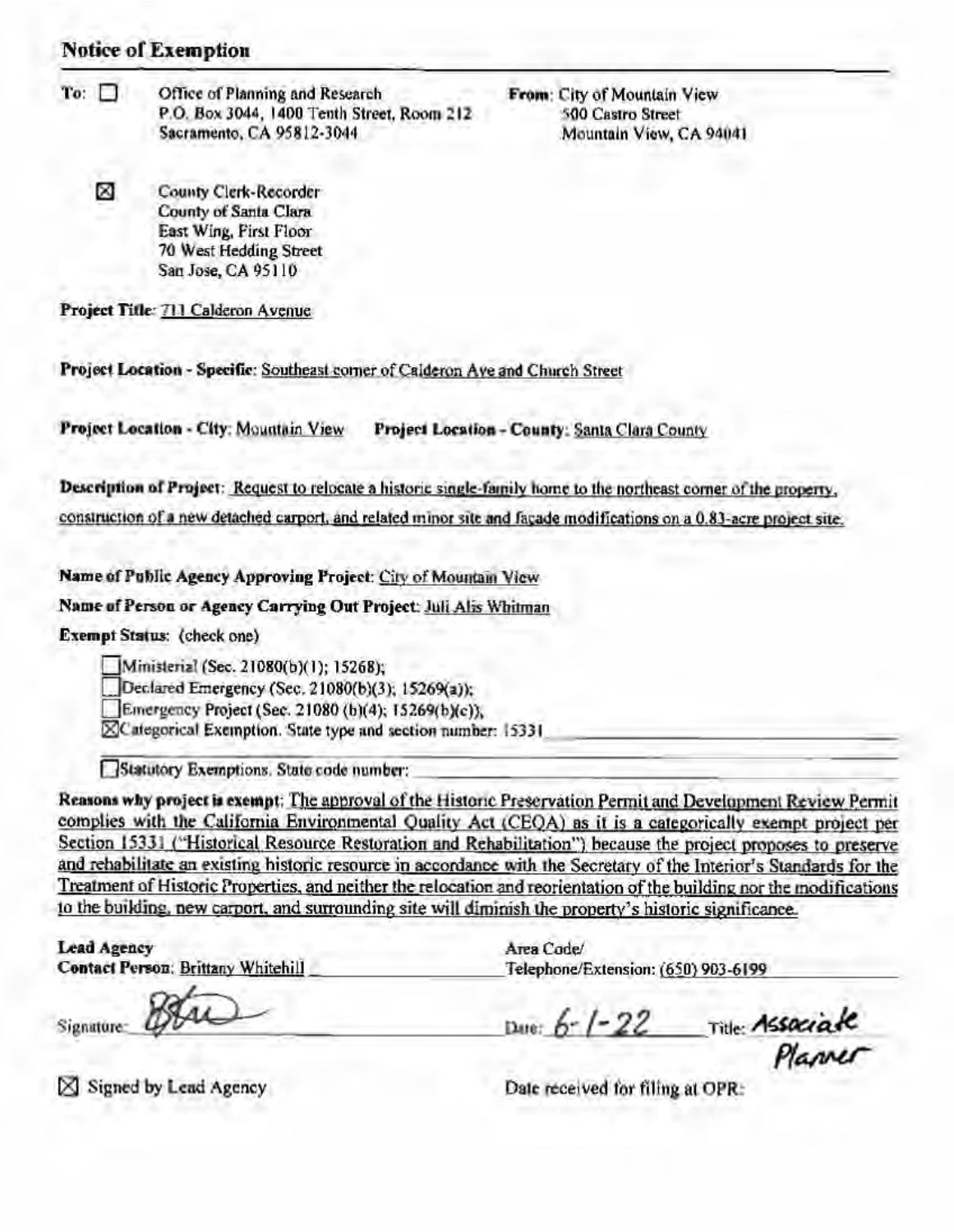## Notice of Exemption

**To:** ☐ Office of Planning and Research
P.O. Box 3044, 1400 Tenth Street, Room 212
Sacramento, CA 95812-3044

**From:** City of Mountain View
500 Castro Street
Mountain View, CA 94041

☒ County Clerk-Recorder
County of Santa Clara
East Wing, First Floor
70 West Hedding Street
San Jose, CA 95110

**Project Title:** 711 Calderon Avenue

**Project Location - Specific:** Southeast corner of Calderon Ave and Church Street

**Project Location - City:** Mountain View **Project Location - County:** Santa Clara County

**Description of Project:** Request to relocate a historic single-family home to the northeast corner of the property, construction of a new detached carport, and related minor site and façade modifications on a 0.83-acre project site.

**Name of Public Agency Approving Project:** City of Mountain View

**Name of Person or Agency Carrying Out Project:** Juli Alis Whitman

**Exempt Status:** (check one)

- ☐ Ministerial (Sec. 21080(b)(1); 15268);
- ☐ Declared Emergency (Sec. 21080(b)(3); 15269(a));
- ☐ Emergency Project (Sec. 21080 (b)(4); 15269(b)(c));
- ☒ Categorical Exemption. State type and section number: 15331
- ☐ Statutory Exemptions. State code number:

**Reasons why project is exempt:** The approval of the Historic Preservation Permit and Development Review Permit complies with the California Environmental Quality Act (CEQA) as it is a categorically exempt project per Section 15331 ("Historical Resource Restoration and Rehabilitation") because the project proposes to preserve and rehabilitate an existing historic resource in accordance with the Secretary of the Interior's Standards for the Treatment of Historic Properties, and neither the relocation and reorientation of the building nor the modifications to the building, new carport, and surrounding site will diminish the property's historic significance.

**Lead Agency**
**Contact Person:** Brittany Whitehill

Area Code/
Telephone/Extension: (650) 903-6199

Signature: [signature]

Date: 6-1-22 Title: Associate Planner

☒ Signed by Lead Agency

Date received for filing at OPR: